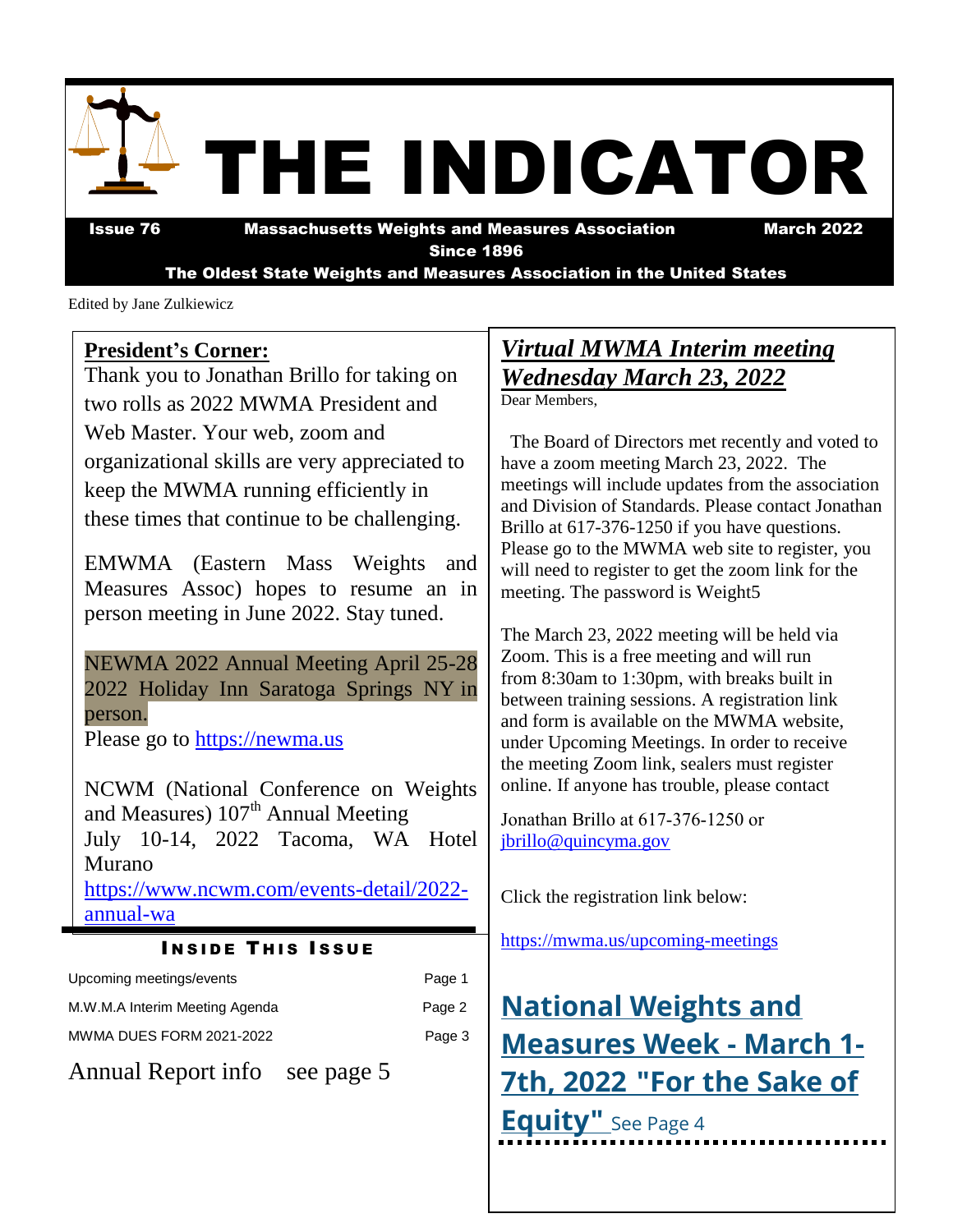# THE INDICATOR

**Issue 76** | **Massachusetts Weights and Measures Association** | **March 2022**

**Since 1896**

**The Oldest State Weights and Measures Association in the United States**

Edited by Jane Zulkiewicz

## President's Corner:

Thank you to Jonathan Brillo for taking on two rolls as 2022 MWMA President and Web Master. Your web, zoom and organizational skills are very appreciated to keep the MWMA running efficiently in these times that continue to be challenging.

EMWMA (Eastern Mass Weights and Measures Assoc) hopes to resume an in person meeting in June 2022. Stay tuned.

NEWMA 2022 Annual Meeting April 25-28 2022 Holiday Inn Saratoga Springs NY in person.
Please go to https://newma.us

NCWM (National Conference on Weights and Measures) 107th Annual Meeting
July 10-14, 2022 Tacoma, WA Hotel Murano
https://www.ncwm.com/events-detail/2022-annual-wa

### INSIDE THIS ISSUE

| | |
|---|---|
| Upcoming meetings/events | Page 1 |
| M.W.M.A Interim Meeting Agenda | Page 2 |
| MWMA DUES FORM 2021-2022 | Page 3 |

Annual Report info see page 5

## *Virtual MWMA Interim meeting Wednesday March 23, 2022*

Dear Members,

The Board of Directors met recently and voted to have a zoom meeting March 23, 2022. The meetings will include updates from the association and Division of Standards. Please contact Jonathan Brillo at 617-376-1250 if you have questions. Please go to the MWMA web site to register, you will need to register to get the zoom link for the meeting. The password is Weight5

The March 23, 2022 meeting will be held via Zoom. This is a free meeting and will run from 8:30am to 1:30pm, with breaks built in between training sessions. A registration link and form is available on the MWMA website, under Upcoming Meetings. In order to receive the meeting Zoom link, sealers must register online. If anyone has trouble, please contact

Jonathan Brillo at 617-376-1250 or jbrillo@quincyma.gov

Click the registration link below:

https://mwma.us/upcoming-meetings

## National Weights and Measures Week - March 1-7th, 2022 "For the Sake of Equity"

See Page 4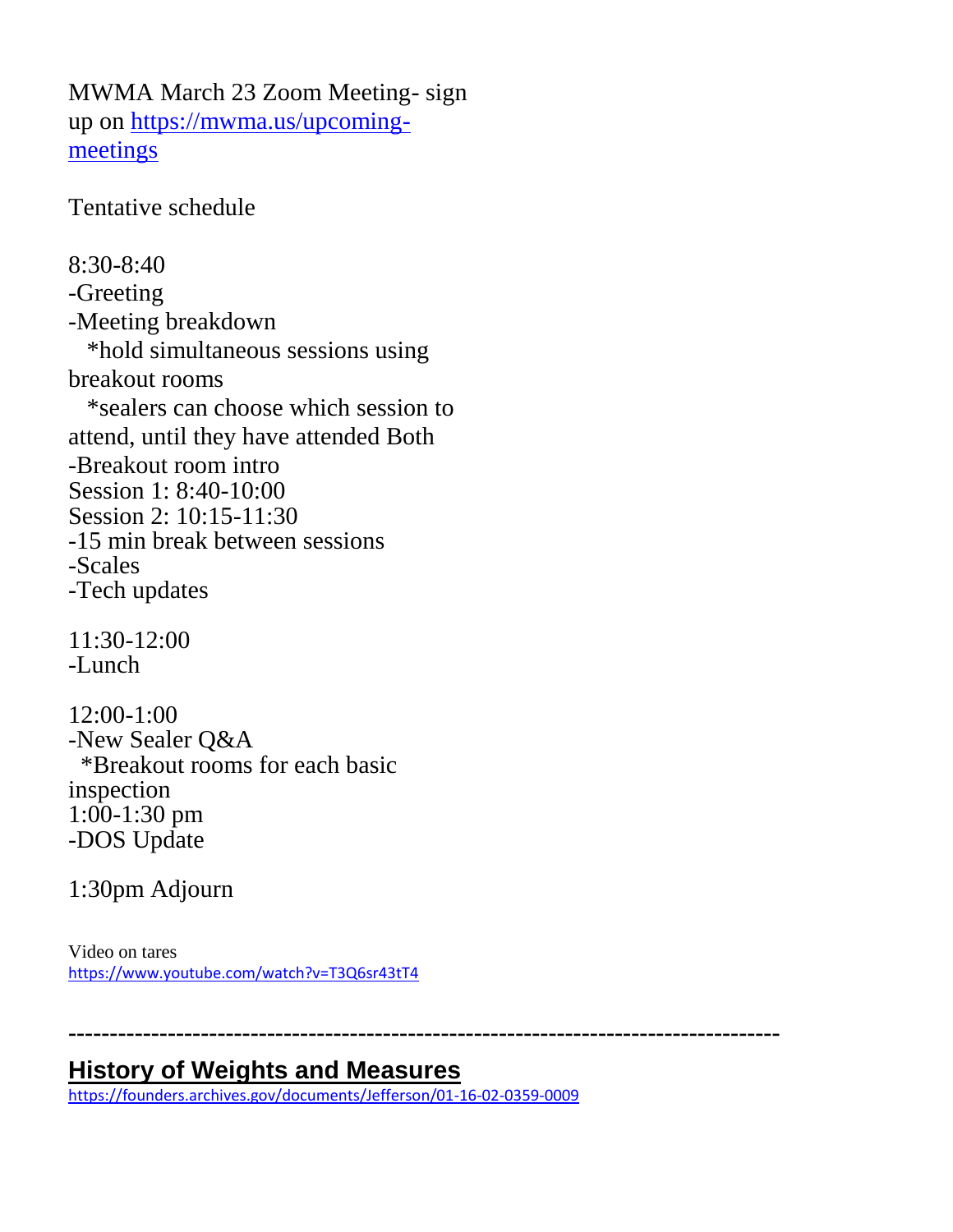MWMA March 23 Zoom Meeting- sign up on [https://mwma.us/upcoming-meetings](https://mwma.us/upcoming-meetings)

Tentative schedule

8:30-8:40
-Greeting
-Meeting breakdown
  *hold simultaneous sessions using breakout rooms
  *sealers can choose which session to attend, until they have attended Both
-Breakout room intro
Session 1: 8:40-10:00
Session 2: 10:15-11:30
-15 min break between sessions
-Scales
-Tech updates

11:30-12:00
-Lunch

12:00-1:00
-New Sealer Q&A
  *Breakout rooms for each basic inspection
1:00-1:30 pm
-DOS Update

1:30pm Adjourn

Video on tares
[https://www.youtube.com/watch?v=T3Q6sr43tT4](https://www.youtube.com/watch?v=T3Q6sr43tT4)

---

## **History of Weights and Measures**

[https://founders.archives.gov/documents/Jefferson/01-16-02-0359-0009](https://founders.archives.gov/documents/Jefferson/01-16-02-0359-0009)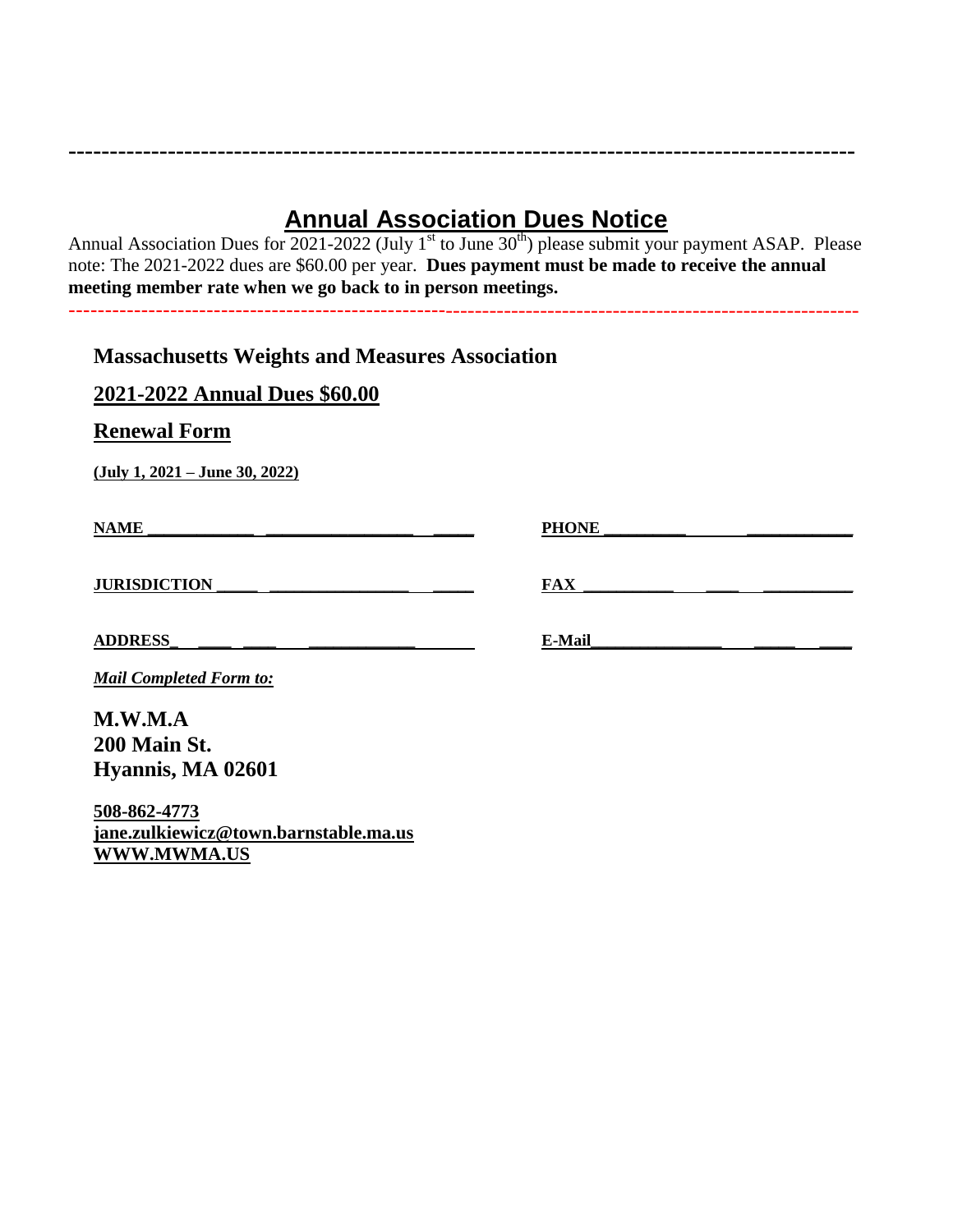---

# Annual Association Dues Notice

Annual Association Dues for 2021-2022 (July 1st to June 30th) please submit your payment ASAP. Please note: The 2021-2022 dues are $60.00 per year. **Dues payment must be made to receive the annual meeting member rate when we go back to in person meetings.**

---

**Massachusetts Weights and Measures Association**

**2021-2022 Annual Dues $60.00**

**Renewal Form**

**(July 1, 2021 – June 30, 2022)**

**NAME** ______________________________ **PHONE** ______________________

**JURISDICTION** ________________________ **FAX** ________________________

**ADDRESS** ____________________________ **E-Mail** ______________________

***Mail Completed Form to:***

**M.W.M.A**
**200 Main St.**
**Hyannis, MA 02601**

**508-862-4773**
**jane.zulkiewicz@town.barnstable.ma.us**
**WWW.MWMA.US**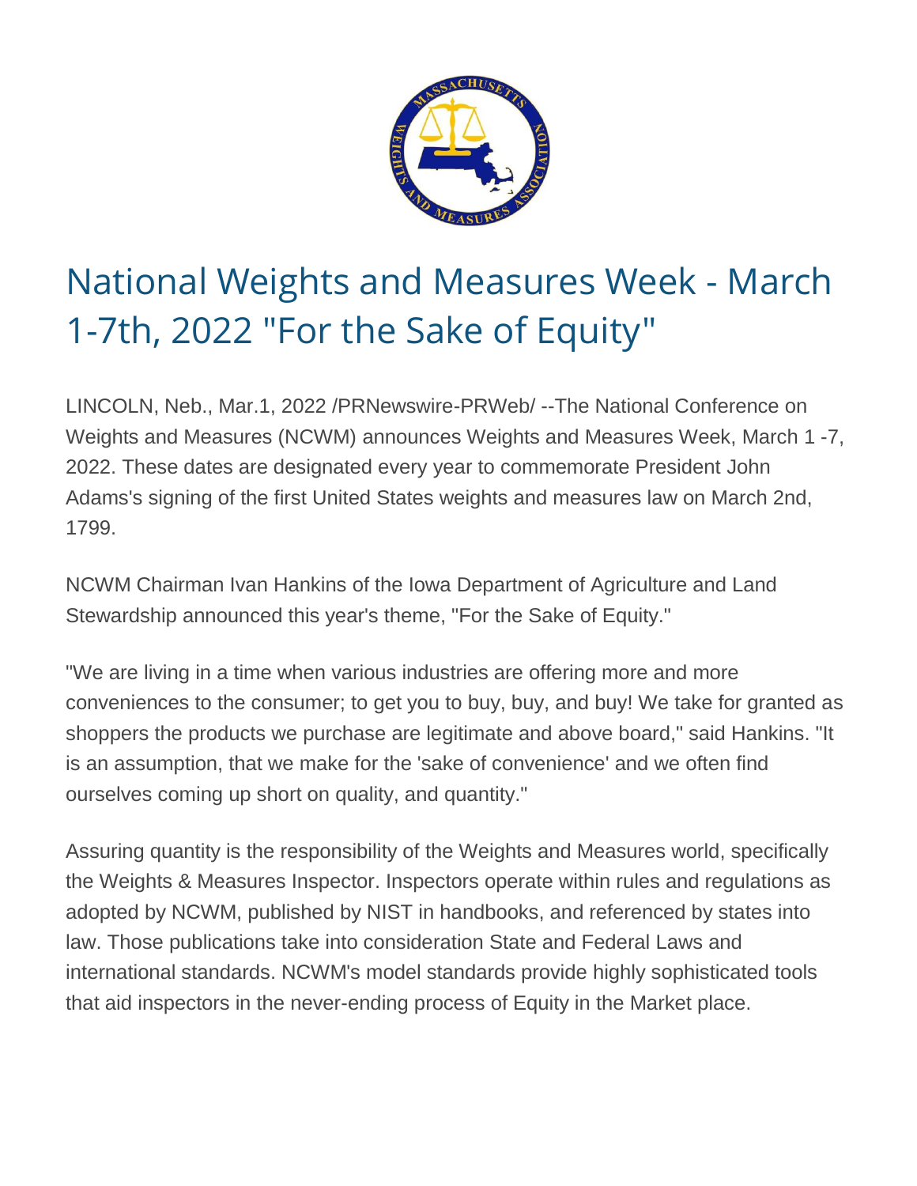# National Weights and Measures Week - March 1-7th, 2022 "For the Sake of Equity"

LINCOLN, Neb., Mar.1, 2022 /PRNewswire-PRWeb/ --The National Conference on Weights and Measures (NCWM) announces Weights and Measures Week, March 1 -7, 2022. These dates are designated every year to commemorate President John Adams's signing of the first United States weights and measures law on March 2nd, 1799.

NCWM Chairman Ivan Hankins of the Iowa Department of Agriculture and Land Stewardship announced this year's theme, "For the Sake of Equity."

"We are living in a time when various industries are offering more and more conveniences to the consumer; to get you to buy, buy, and buy! We take for granted as shoppers the products we purchase are legitimate and above board," said Hankins. "It is an assumption, that we make for the 'sake of convenience' and we often find ourselves coming up short on quality, and quantity."

Assuring quantity is the responsibility of the Weights and Measures world, specifically the Weights & Measures Inspector. Inspectors operate within rules and regulations as adopted by NCWM, published by NIST in handbooks, and referenced by states into law. Those publications take into consideration State and Federal Laws and international standards. NCWM's model standards provide highly sophisticated tools that aid inspectors in the never-ending process of Equity in the Market place.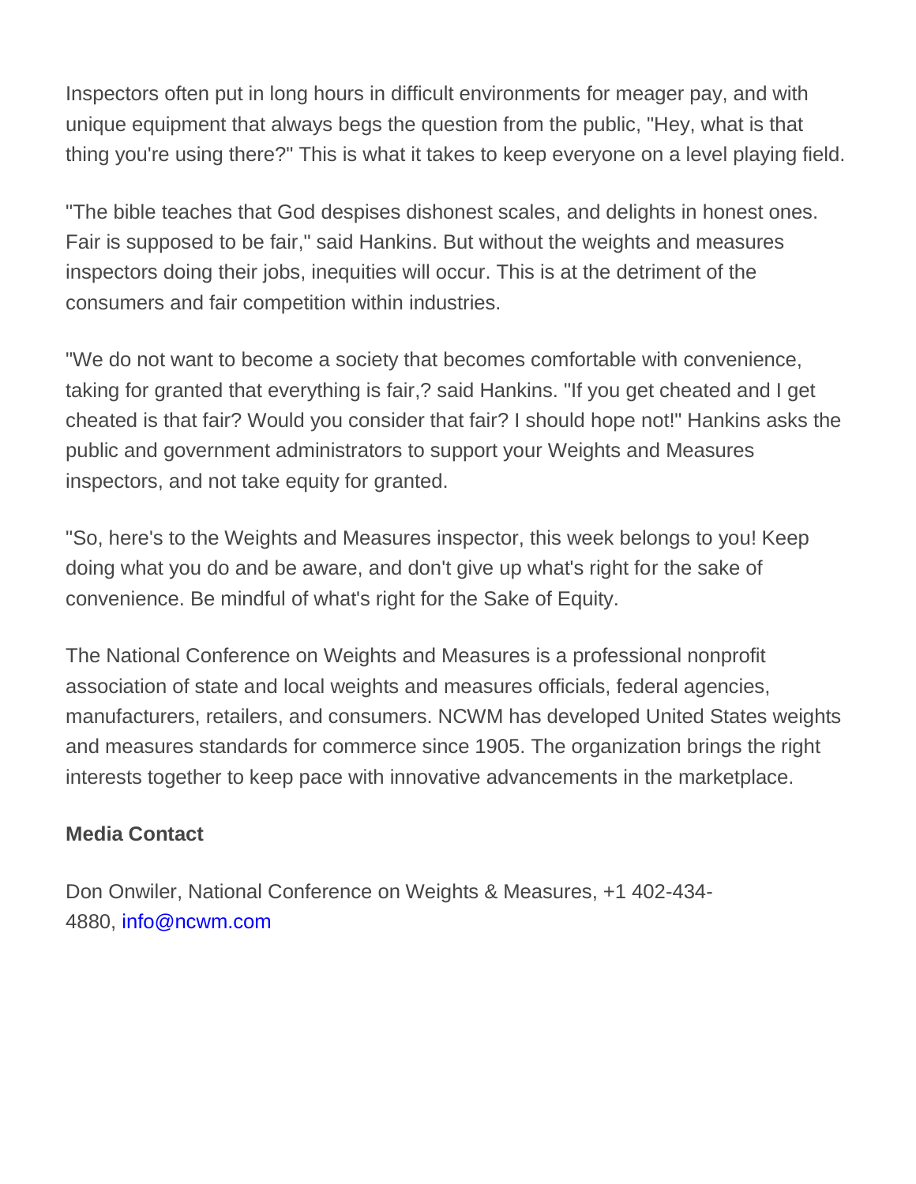Inspectors often put in long hours in difficult environments for meager pay, and with unique equipment that always begs the question from the public, "Hey, what is that thing you're using there?" This is what it takes to keep everyone on a level playing field.

"The bible teaches that God despises dishonest scales, and delights in honest ones. Fair is supposed to be fair," said Hankins. But without the weights and measures inspectors doing their jobs, inequities will occur. This is at the detriment of the consumers and fair competition within industries.

"We do not want to become a society that becomes comfortable with convenience, taking for granted that everything is fair,? said Hankins. "If you get cheated and I get cheated is that fair? Would you consider that fair? I should hope not!" Hankins asks the public and government administrators to support your Weights and Measures inspectors, and not take equity for granted.

"So, here's to the Weights and Measures inspector, this week belongs to you! Keep doing what you do and be aware, and don't give up what's right for the sake of convenience. Be mindful of what's right for the Sake of Equity.

The National Conference on Weights and Measures is a professional nonprofit association of state and local weights and measures officials, federal agencies, manufacturers, retailers, and consumers. NCWM has developed United States weights and measures standards for commerce since 1905. The organization brings the right interests together to keep pace with innovative advancements in the marketplace.

**Media Contact**

Don Onwiler, National Conference on Weights & Measures, +1 402-434-4880, info@ncwm.com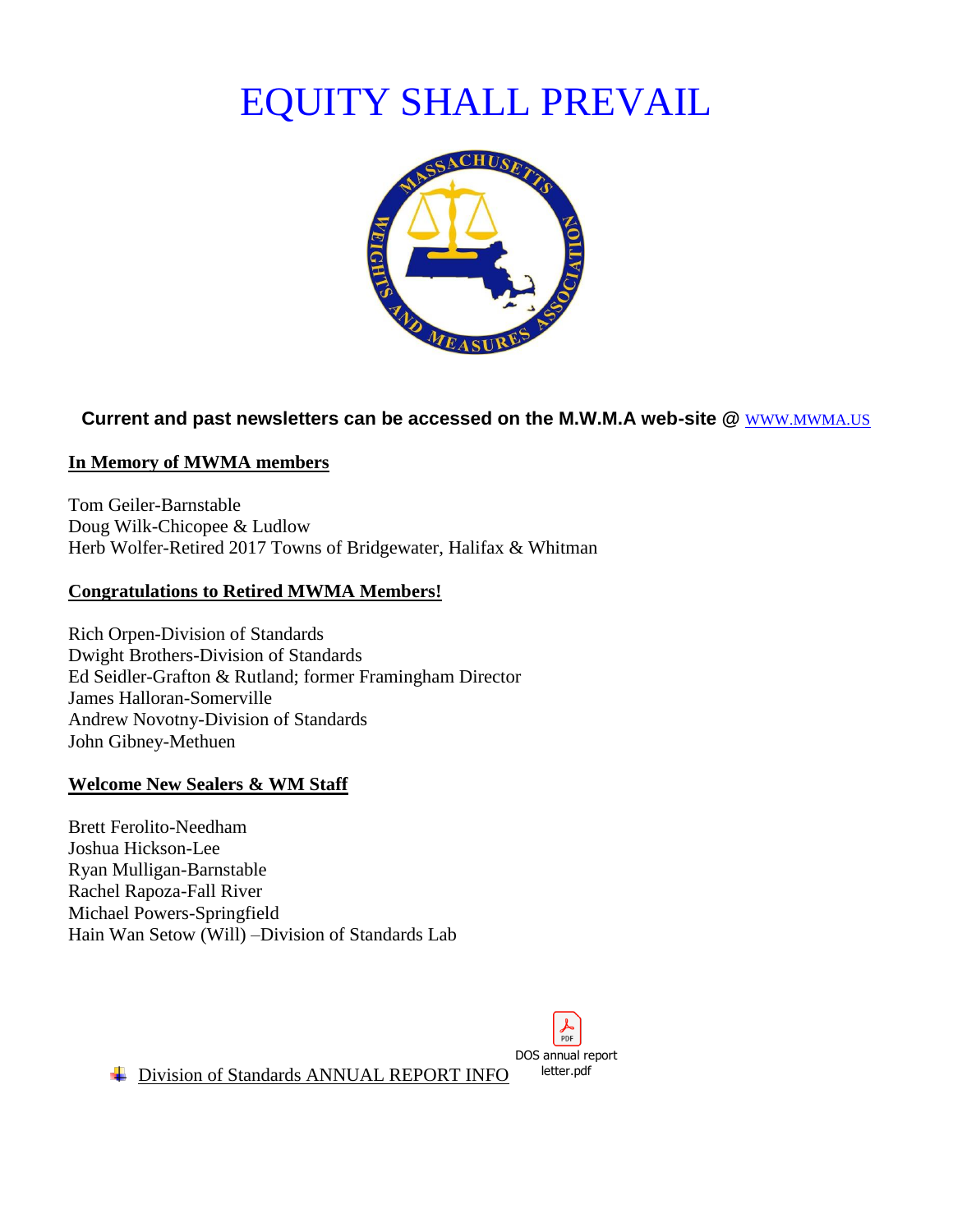# EQUITY SHALL PREVAIL

**Current and past newsletters can be accessed on the M.W.M.A web-site @** WWW.MWMA.US

**In Memory of MWMA members**

Tom Geiler-Barnstable
Doug Wilk-Chicopee & Ludlow
Herb Wolfer-Retired 2017 Towns of Bridgewater, Halifax & Whitman

**Congratulations to Retired MWMA Members!**

Rich Orpen-Division of Standards
Dwight Brothers-Division of Standards
Ed Seidler-Grafton & Rutland; former Framingham Director
James Halloran-Somerville
Andrew Novotny-Division of Standards
John Gibney-Methuen

**Welcome New Sealers & WM Staff**

Brett Ferolito-Needham
Joshua Hickson-Lee
Ryan Mulligan-Barnstable
Rachel Rapoza-Fall River
Michael Powers-Springfield
Hain Wan Setow (Will) –Division of Standards Lab

- Division of Standards ANNUAL REPORT INFO

DOS annual report letter.pdf